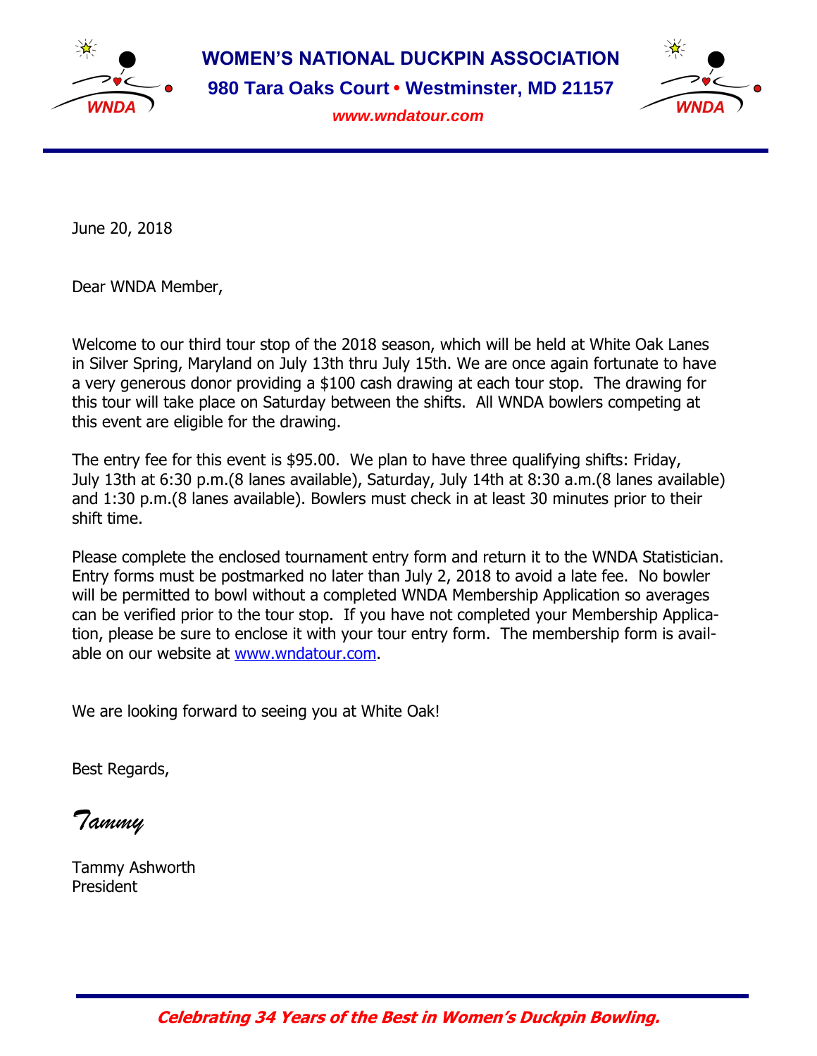# WOMEN'S NATIONAL DUCKPIN ASSOCIATION

**980 Tara Oaks Court • Westminster, MD 21157**

***www.wndatour.com***

June 20, 2018

Dear WNDA Member,

Welcome to our third tour stop of the 2018 season, which will be held at White Oak Lanes in Silver Spring, Maryland on July 13th thru July 15th. We are once again fortunate to have a very generous donor providing a $100 cash drawing at each tour stop. The drawing for this tour will take place on Saturday between the shifts. All WNDA bowlers competing at this event are eligible for the drawing.

The entry fee for this event is $95.00. We plan to have three qualifying shifts: Friday, July 13th at 6:30 p.m.(8 lanes available), Saturday, July 14th at 8:30 a.m.(8 lanes available) and 1:30 p.m.(8 lanes available). Bowlers must check in at least 30 minutes prior to their shift time.

Please complete the enclosed tournament entry form and return it to the WNDA Statistician. Entry forms must be postmarked no later than July 2, 2018 to avoid a late fee. No bowler will be permitted to bowl without a completed WNDA Membership Application so averages can be verified prior to the tour stop. If you have not completed your Membership Application, please be sure to enclose it with your tour entry form. The membership form is available on our website at www.wndatour.com.

We are looking forward to seeing you at White Oak!

Best Regards,

*Tammy*

Tammy Ashworth
President

***Celebrating 34 Years of the Best in Women's Duckpin Bowling.***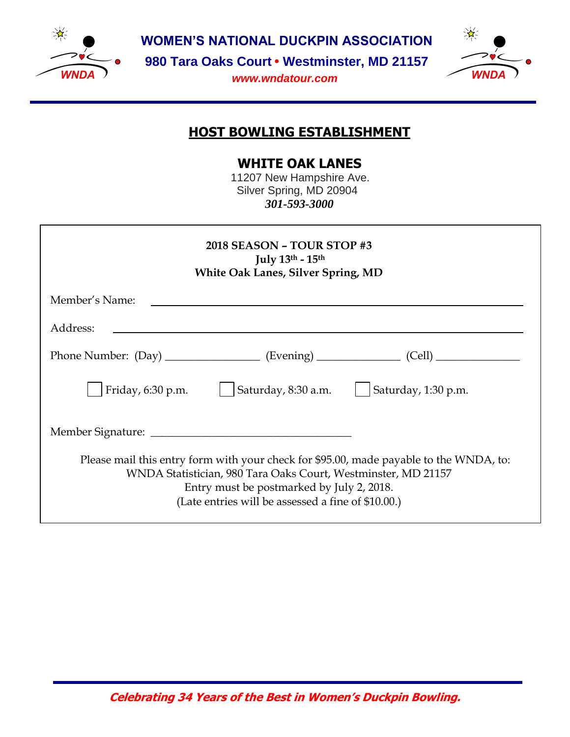# WOMEN'S NATIONAL DUCKPIN ASSOCIATION

**980 Tara Oaks Court • Westminster, MD 21157**

***www.wndatour.com***

## HOST BOWLING ESTABLISHMENT

### WHITE OAK LANES

11207 New Hampshire Ave.
Silver Spring, MD 20904
***301-593-3000***

**2018 SEASON – TOUR STOP #3**
**July 13th - 15th**
**White Oak Lanes, Silver Spring, MD**

Member's Name: ______________________________________________

Address: ______________________________________________

Phone Number: (Day) ________________ (Evening) ______________ (Cell) ______________

☐ Friday, 6:30 p.m. ☐ Saturday, 8:30 a.m. ☐ Saturday, 1:30 p.m.

Member Signature: ___________________________________

Please mail this entry form with your check for $95.00, made payable to the WNDA, to:
WNDA Statistician, 980 Tara Oaks Court, Westminster, MD 21157
Entry must be postmarked by July 2, 2018.
(Late entries will be assessed a fine of $10.00.)

***Celebrating 34 Years of the Best in Women's Duckpin Bowling.***